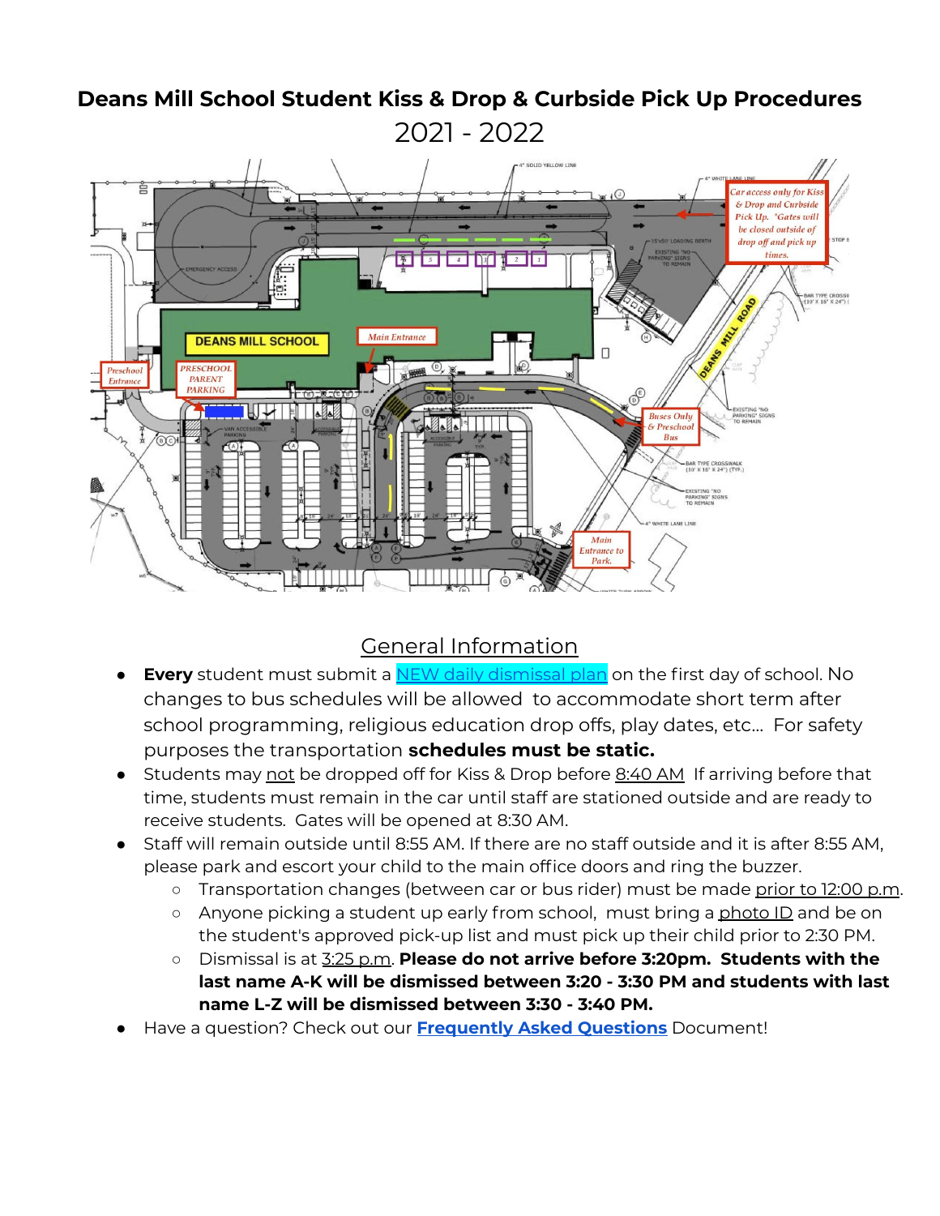# Deans Mill School Student Kiss & Drop & Curbside Pick Up Procedures

2021 - 2022

## General Information

- **Every** student must submit a NEW daily dismissal plan on the first day of school. No changes to bus schedules will be allowed to accommodate short term after school programming, religious education drop offs, play dates, etc… For safety purposes the transportation **schedules must be static.**
- Students may not be dropped off for Kiss & Drop before 8:40 AM If arriving before that time, students must remain in the car until staff are stationed outside and are ready to receive students. Gates will be opened at 8:30 AM.
- Staff will remain outside until 8:55 AM. If there are no staff outside and it is after 8:55 AM, please park and escort your child to the main office doors and ring the buzzer.
    - Transportation changes (between car or bus rider) must be made prior to 12:00 p.m.
    - Anyone picking a student up early from school, must bring a photo ID and be on the student's approved pick-up list and must pick up their child prior to 2:30 PM.
    - Dismissal is at 3:25 p.m. **Please do not arrive before 3:20pm. Students with the last name A-K will be dismissed between 3:20 - 3:30 PM and students with last name L-Z will be dismissed between 3:30 - 3:40 PM.**
- Have a question? Check out our **Frequently Asked Questions** Document!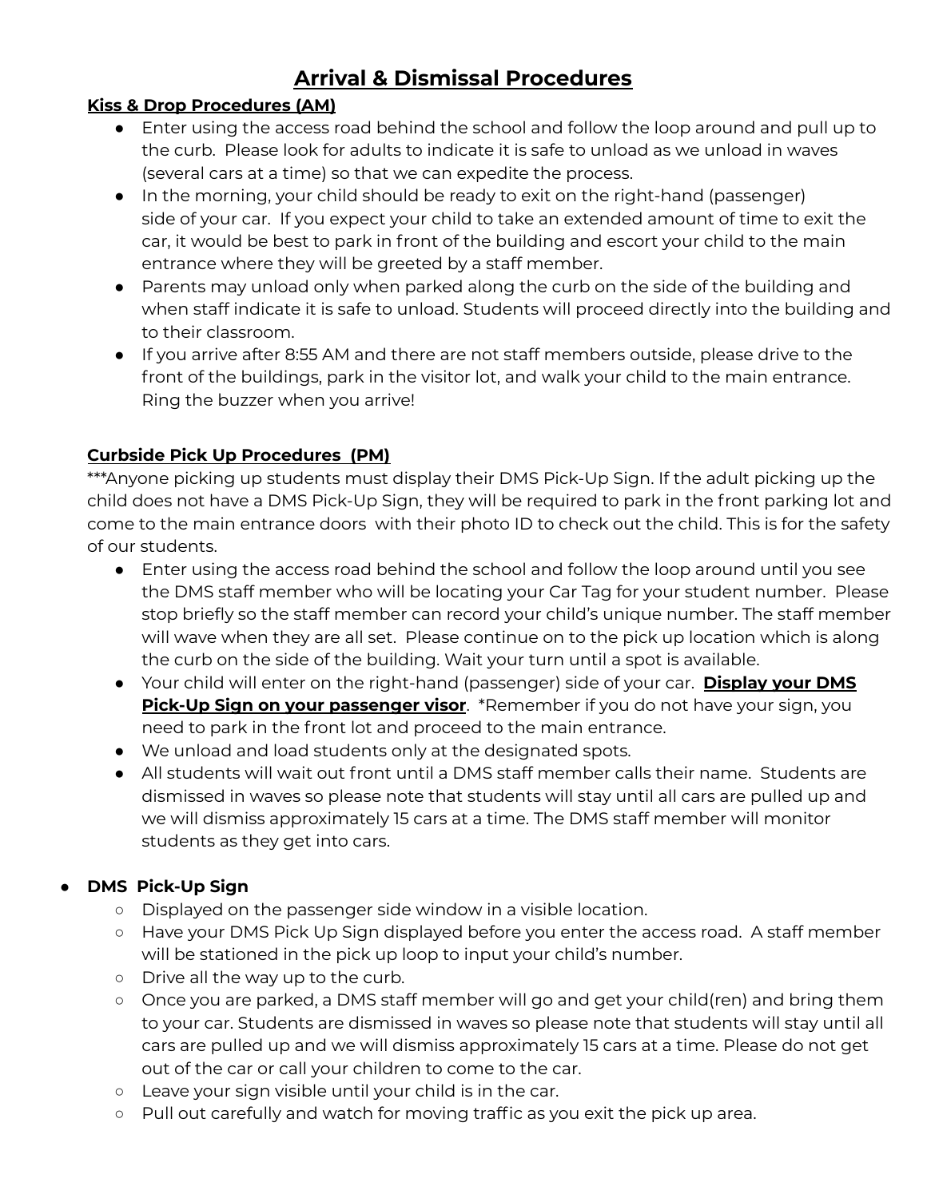# Arrival & Dismissal Procedures

**Kiss & Drop Procedures (AM)**

- Enter using the access road behind the school and follow the loop around and pull up to the curb. Please look for adults to indicate it is safe to unload as we unload in waves (several cars at a time) so that we can expedite the process.
- In the morning, your child should be ready to exit on the right-hand (passenger) side of your car. If you expect your child to take an extended amount of time to exit the car, it would be best to park in front of the building and escort your child to the main entrance where they will be greeted by a staff member.
- Parents may unload only when parked along the curb on the side of the building and when staff indicate it is safe to unload. Students will proceed directly into the building and to their classroom.
- If you arrive after 8:55 AM and there are not staff members outside, please drive to the front of the buildings, park in the visitor lot, and walk your child to the main entrance. Ring the buzzer when you arrive!

**Curbside Pick Up Procedures (PM)**

***Anyone picking up students must display their DMS Pick-Up Sign. If the adult picking up the child does not have a DMS Pick-Up Sign, they will be required to park in the front parking lot and come to the main entrance doors with their photo ID to check out the child. This is for the safety of our students.

- Enter using the access road behind the school and follow the loop around until you see the DMS staff member who will be locating your Car Tag for your student number. Please stop briefly so the staff member can record your child's unique number. The staff member will wave when they are all set. Please continue on to the pick up location which is along the curb on the side of the building. Wait your turn until a spot is available.
- Your child will enter on the right-hand (passenger) side of your car. **Display your DMS Pick-Up Sign on your passenger visor**. *Remember if you do not have your sign, you need to park in the front lot and proceed to the main entrance.
- We unload and load students only at the designated spots.
- All students will wait out front until a DMS staff member calls their name. Students are dismissed in waves so please note that students will stay until all cars are pulled up and we will dismiss approximately 15 cars at a time. The DMS staff member will monitor students as they get into cars.

- **DMS Pick-Up Sign**
  - Displayed on the passenger side window in a visible location.
  - Have your DMS Pick Up Sign displayed before you enter the access road. A staff member will be stationed in the pick up loop to input your child's number.
  - Drive all the way up to the curb.
  - Once you are parked, a DMS staff member will go and get your child(ren) and bring them to your car. Students are dismissed in waves so please note that students will stay until all cars are pulled up and we will dismiss approximately 15 cars at a time. Please do not get out of the car or call your children to come to the car.
  - Leave your sign visible until your child is in the car.
  - Pull out carefully and watch for moving traffic as you exit the pick up area.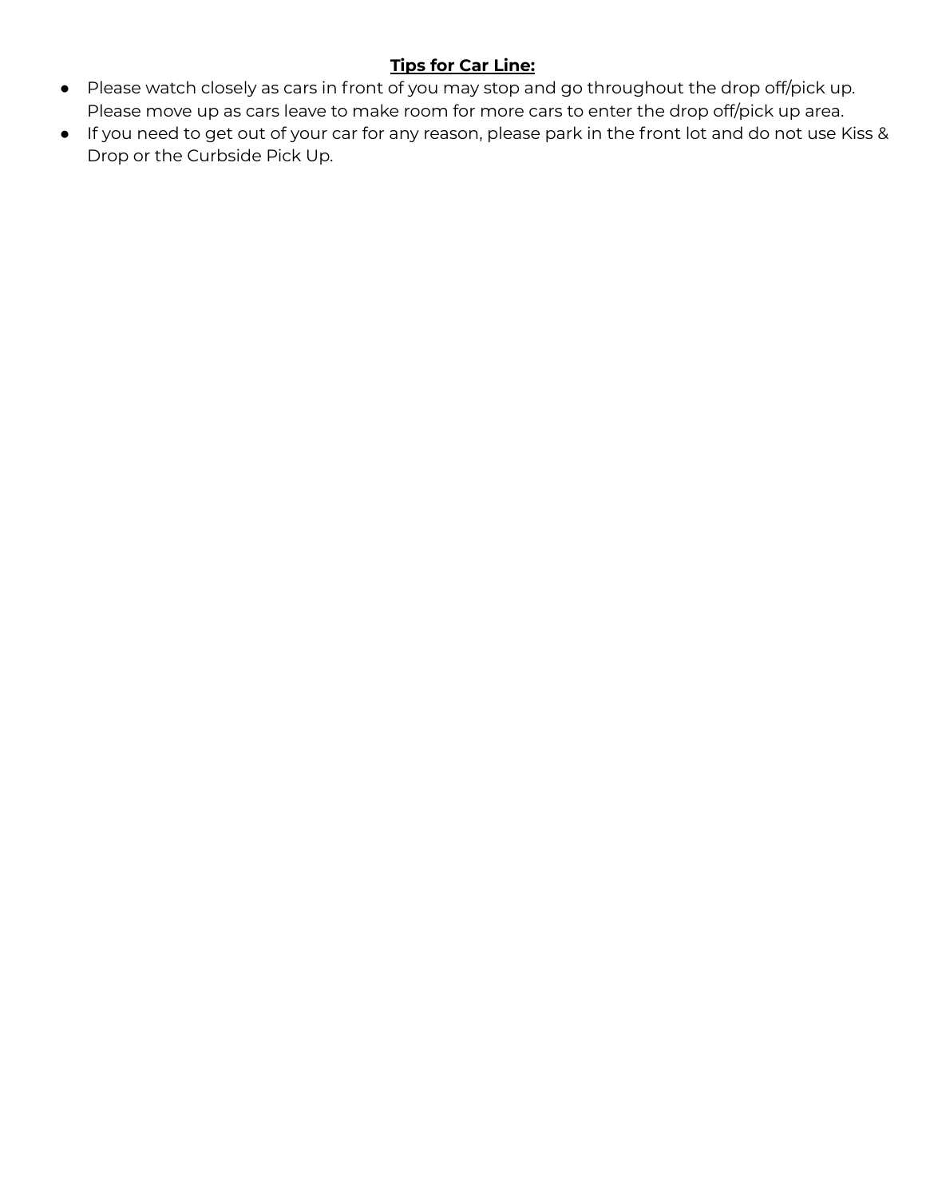**Tips for Car Line:**

- Please watch closely as cars in front of you may stop and go throughout the drop off/pick up. Please move up as cars leave to make room for more cars to enter the drop off/pick up area.
- If you need to get out of your car for any reason, please park in the front lot and do not use Kiss & Drop or the Curbside Pick Up.